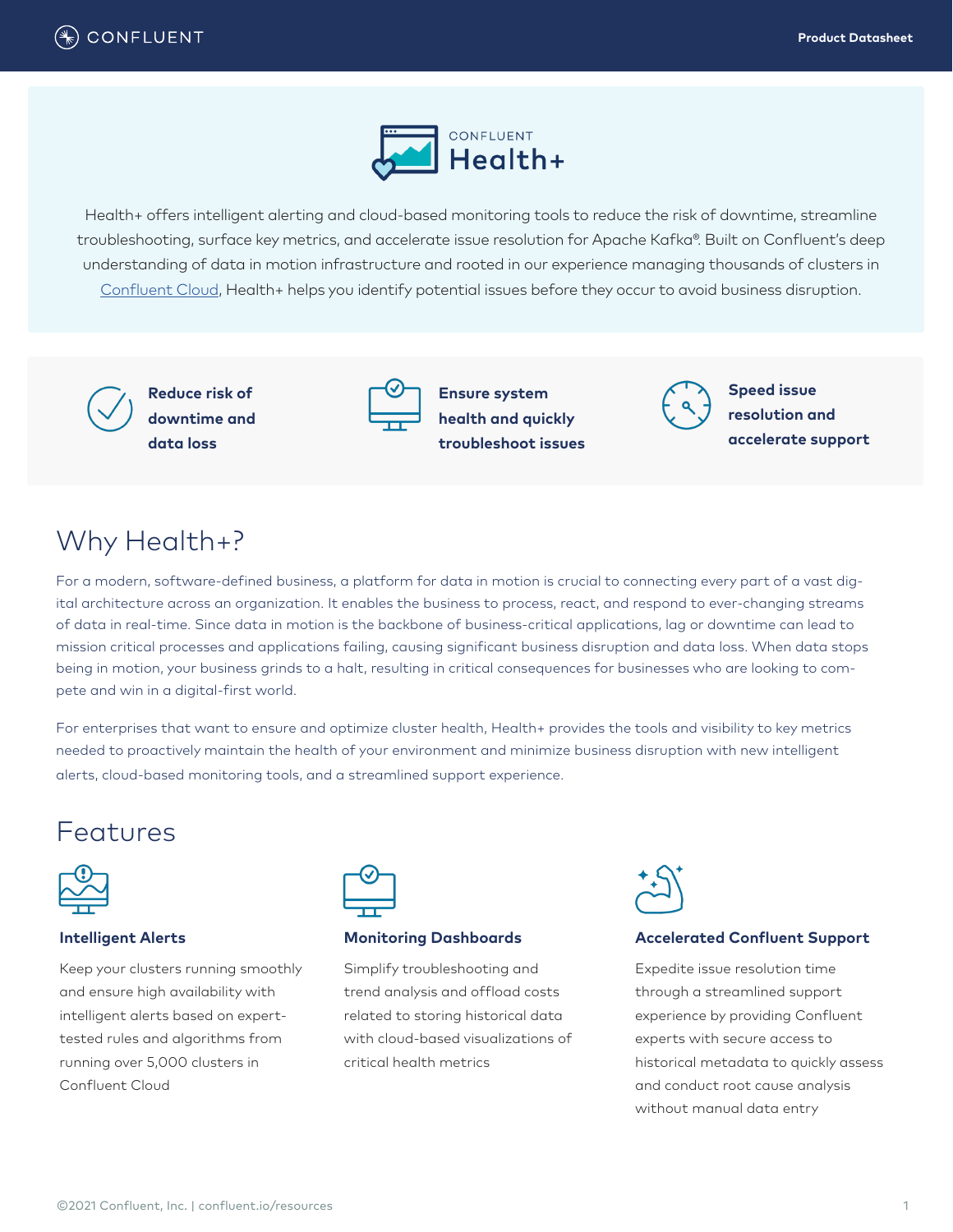# Confluent Health+

Health+ offers intelligent alerting and cloud-based monitoring tools to reduce the risk of downtime, streamline troubleshooting, surface key metrics, and accelerate issue resolution for Apache Kafka®. Built on Confluent's deep understanding of data in motion infrastructure and rooted in our experience managing thousands of clusters in Confluent Cloud, Health+ helps you identify potential issues before they occur to avoid business disruption.

**Reduce risk of downtime and data loss**

**Ensure system health and quickly troubleshoot issues**

**Speed issue resolution and accelerate support**

## Why Health+?

For a modern, software-defined business, a platform for data in motion is crucial to connecting every part of a vast digital architecture across an organization. It enables the business to process, react, and respond to ever-changing streams of data in real-time. Since data in motion is the backbone of business-critical applications, lag or downtime can lead to mission critical processes and applications failing, causing significant business disruption and data loss. When data stops being in motion, your business grinds to a halt, resulting in critical consequences for businesses who are looking to compete and win in a digital-first world.

For enterprises that want to ensure and optimize cluster health, Health+ provides the tools and visibility to key metrics needed to proactively maintain the health of your environment and minimize business disruption with new intelligent alerts, cloud-based monitoring tools, and a streamlined support experience.

## Features

### Intelligent Alerts

Keep your clusters running smoothly and ensure high availability with intelligent alerts based on expert-tested rules and algorithms from running over 5,000 clusters in Confluent Cloud

### Monitoring Dashboards

Simplify troubleshooting and trend analysis and offload costs related to storing historical data with cloud-based visualizations of critical health metrics

### Accelerated Confluent Support

Expedite issue resolution time through a streamlined support experience by providing Confluent experts with secure access to historical metadata to quickly assess and conduct root cause analysis without manual data entry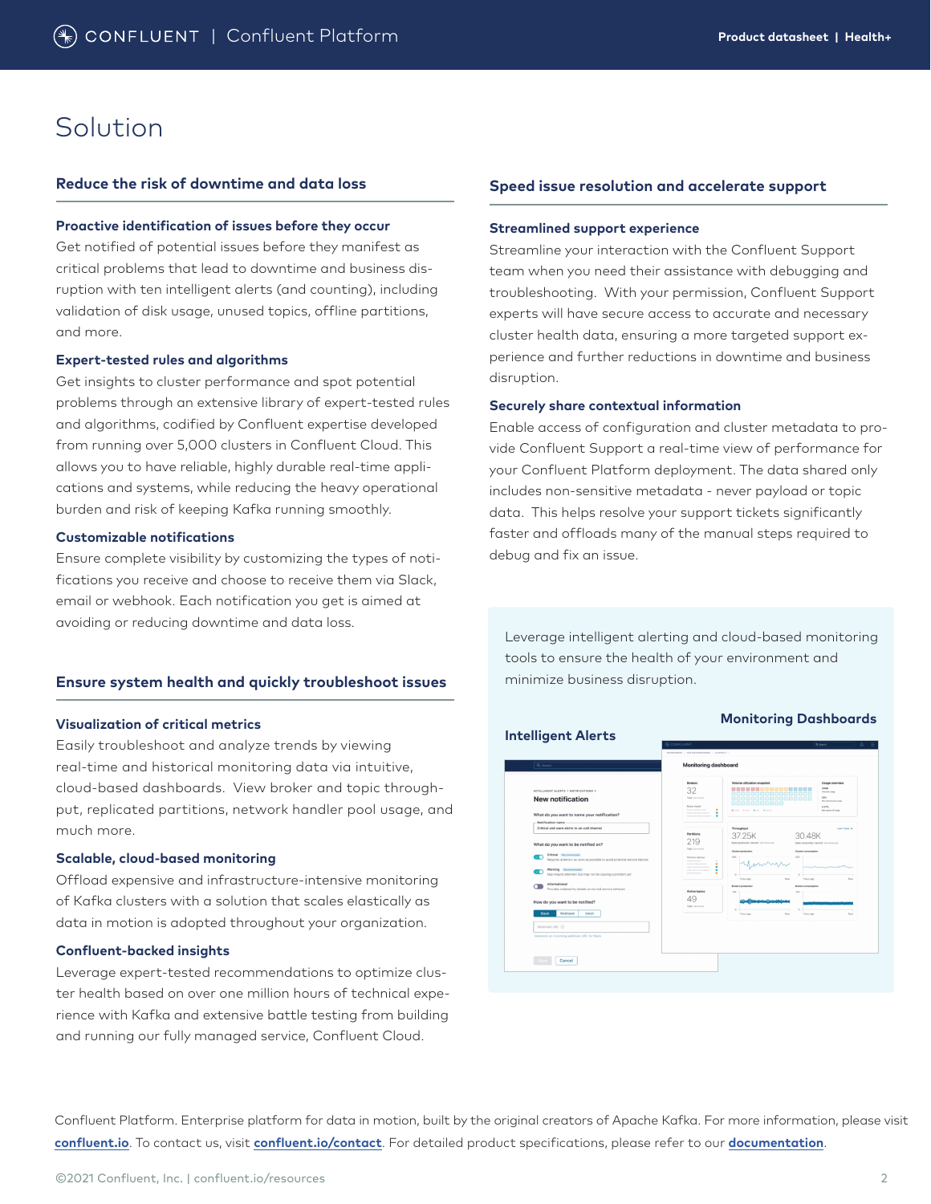# Solution

## Reduce the risk of downtime and data loss

### Proactive identification of issues before they occur

Get notified of potential issues before they manifest as critical problems that lead to downtime and business disruption with ten intelligent alerts (and counting), including validation of disk usage, unused topics, offline partitions, and more.

### Expert-tested rules and algorithms

Get insights to cluster performance and spot potential problems through an extensive library of expert-tested rules and algorithms, codified by Confluent expertise developed from running over 5,000 clusters in Confluent Cloud. This allows you to have reliable, highly durable real-time applications and systems, while reducing the heavy operational burden and risk of keeping Kafka running smoothly.

### Customizable notifications

Ensure complete visibility by customizing the types of notifications you receive and choose to receive them via Slack, email or webhook. Each notification you get is aimed at avoiding or reducing downtime and data loss.

## Ensure system health and quickly troubleshoot issues

### Visualization of critical metrics

Easily troubleshoot and analyze trends by viewing real-time and historical monitoring data via intuitive, cloud-based dashboards. View broker and topic throughput, replicated partitions, network handler pool usage, and much more.

### Scalable, cloud-based monitoring

Offload expensive and infrastructure-intensive monitoring of Kafka clusters with a solution that scales elastically as data in motion is adopted throughout your organization.

### Confluent-backed insights

Leverage expert-tested recommendations to optimize cluster health based on over one million hours of technical experience with Kafka and extensive battle testing from building and running our fully managed service, Confluent Cloud.

## Speed issue resolution and accelerate support

### Streamlined support experience

Streamline your interaction with the Confluent Support team when you need their assistance with debugging and troubleshooting. With your permission, Confluent Support experts will have secure access to accurate and necessary cluster health data, ensuring a more targeted support experience and further reductions in downtime and business disruption.

### Securely share contextual information

Enable access of configuration and cluster metadata to provide Confluent Support a real-time view of performance for your Confluent Platform deployment. The data shared only includes non-sensitive metadata - never payload or topic data. This helps resolve your support tickets significantly faster and offloads many of the manual steps required to debug and fix an issue.

Leverage intelligent alerting and cloud-based monitoring tools to ensure the health of your environment and minimize business disruption.

**Intelligent Alerts**

**Monitoring Dashboards**

Confluent Platform. Enterprise platform for data in motion, built by the original creators of Apache Kafka. For more information, please visit **confluent.io**. To contact us, visit **confluent.io/contact**. For detailed product specifications, please refer to our **documentation**.

©2021 Confluent, Inc. | confluent.io/resources